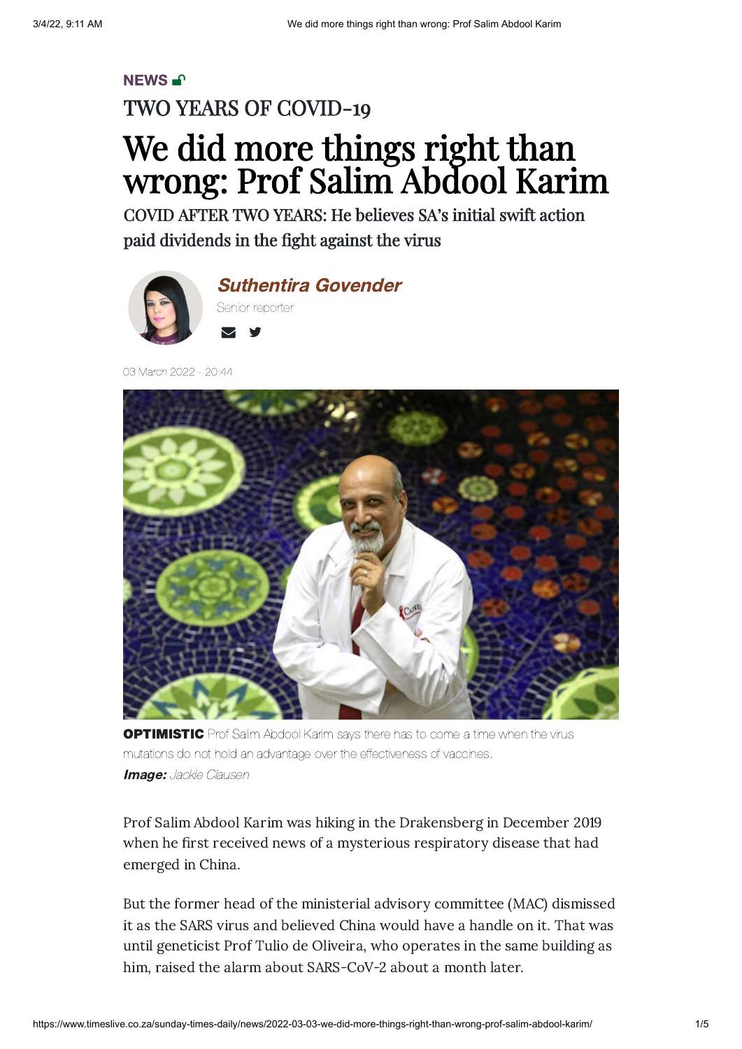**NEWS**

TWO YEARS OF COVID-19

# We did more things right than wrong: Prof Salim Abdool Karim

COVID AFTER TWO YEARS: He believes SA's initial swift action paid dividends in the fight against the virus

***Suthentira Govender***

Senior reporter

03 March 2022 - 20:44

**OPTIMISTIC** Prof Salim Abdool Karim says there has to come a time when the virus mutations do not hold an advantage over the effectiveness of vaccines.
***Image:*** *Jackie Clausen*

Prof Salim Abdool Karim was hiking in the Drakensberg in December 2019 when he first received news of a mysterious respiratory disease that had emerged in China.

But the former head of the ministerial advisory committee (MAC) dismissed it as the SARS virus and believed China would have a handle on it. That was until geneticist Prof Tulio de Oliveira, who operates in the same building as him, raised the alarm about SARS-CoV-2 about a month later.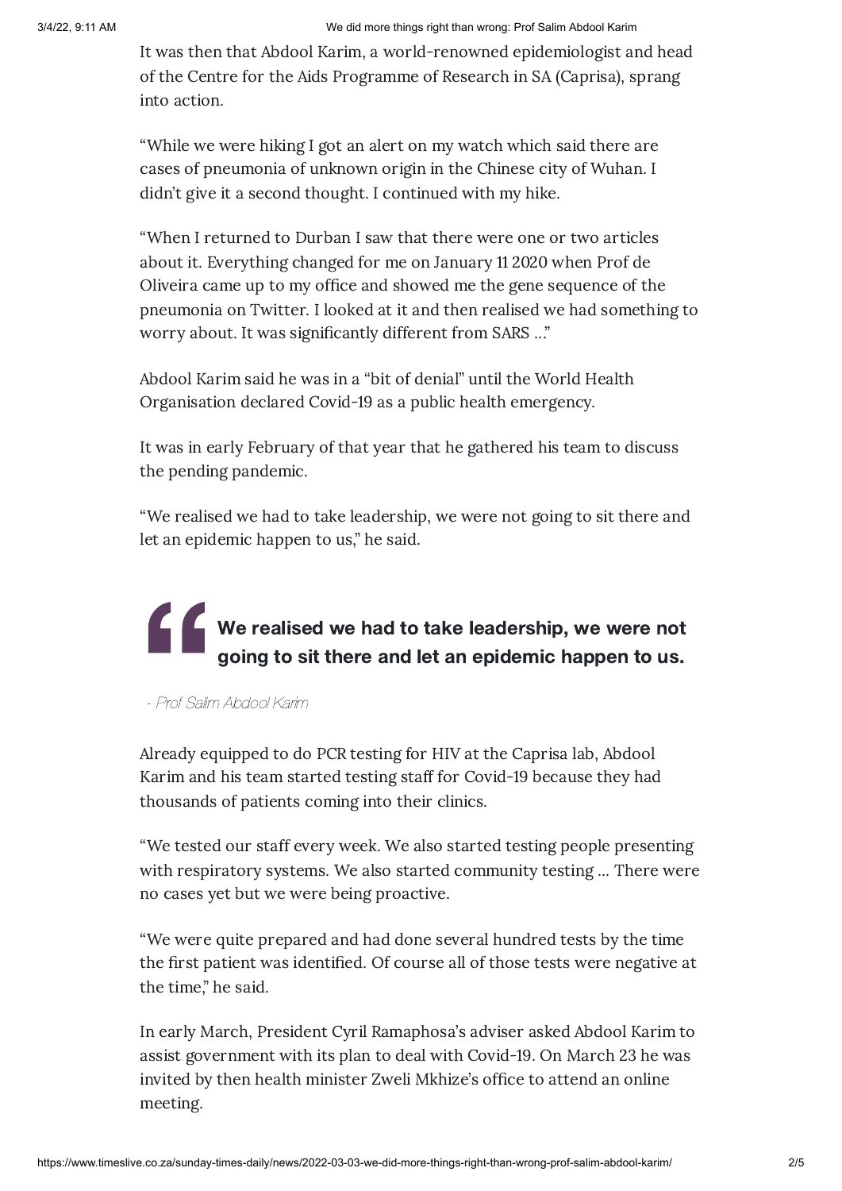It was then that Abdool Karim, a world-renowned epidemiologist and head of the Centre for the Aids Programme of Research in SA (Caprisa), sprang into action.

"While we were hiking I got an alert on my watch which said there are cases of pneumonia of unknown origin in the Chinese city of Wuhan. I didn't give it a second thought. I continued with my hike.

"When I returned to Durban I saw that there were one or two articles about it. Everything changed for me on January 11 2020 when Prof de Oliveira came up to my office and showed me the gene sequence of the pneumonia on Twitter. I looked at it and then realised we had something to worry about. It was significantly different from SARS ..."

Abdool Karim said he was in a "bit of denial" until the World Health Organisation declared Covid-19 as a public health emergency.

It was in early February of that year that he gathered his team to discuss the pending pandemic.

"We realised we had to take leadership, we were not going to sit there and let an epidemic happen to us," he said.

> **We realised we had to take leadership, we were not going to sit there and let an epidemic happen to us.**
>
> *- Prof Salim Abdool Karim*

Already equipped to do PCR testing for HIV at the Caprisa lab, Abdool Karim and his team started testing staff for Covid-19 because they had thousands of patients coming into their clinics.

"We tested our staff every week. We also started testing people presenting with respiratory systems. We also started community testing ... There were no cases yet but we were being proactive.

"We were quite prepared and had done several hundred tests by the time the first patient was identified. Of course all of those tests were negative at the time," he said.

In early March, President Cyril Ramaphosa's adviser asked Abdool Karim to assist government with its plan to deal with Covid-19. On March 23 he was invited by then health minister Zweli Mkhize's office to attend an online meeting.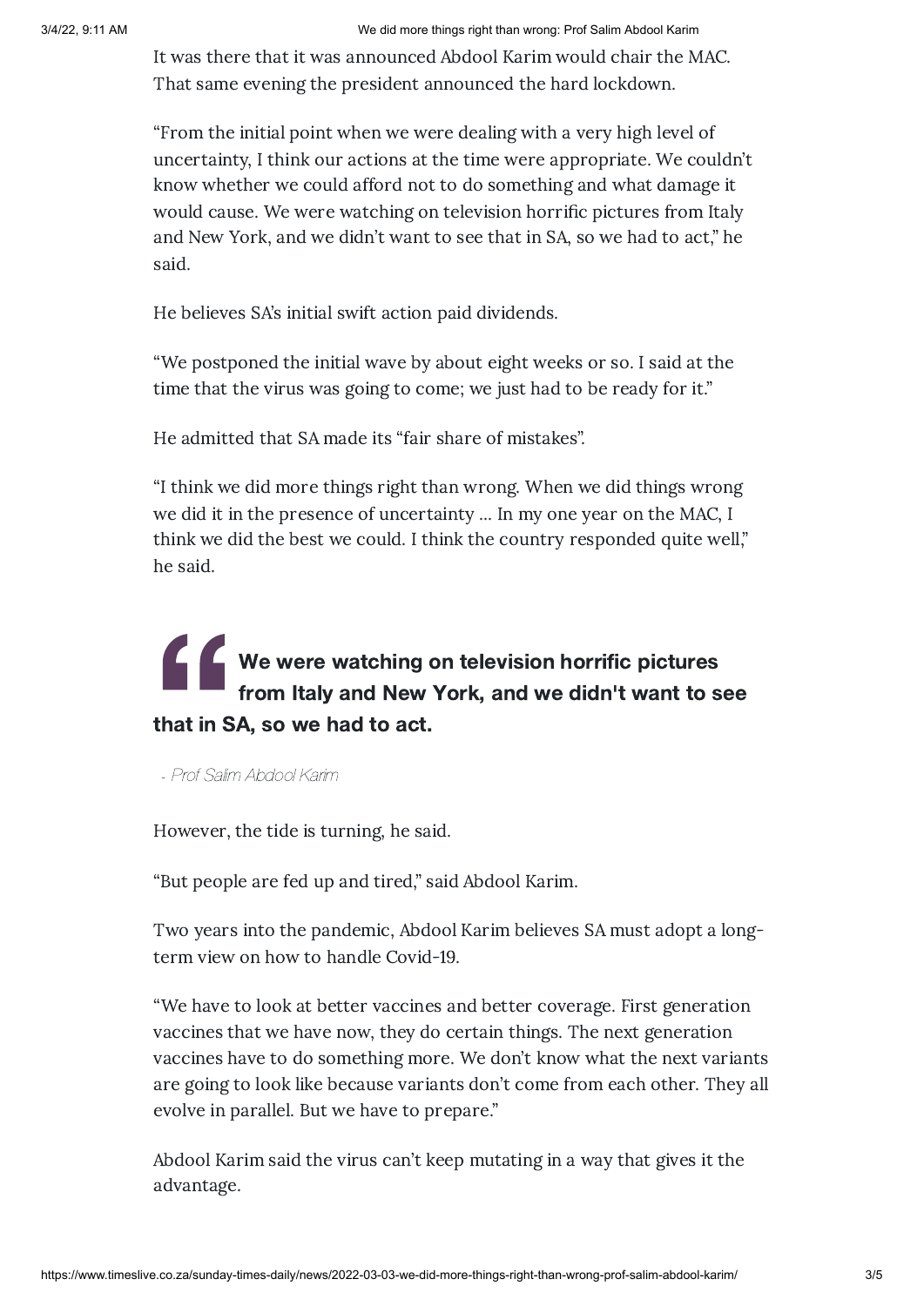It was there that it was announced Abdool Karim would chair the MAC. That same evening the president announced the hard lockdown.

"From the initial point when we were dealing with a very high level of uncertainty, I think our actions at the time were appropriate. We couldn't know whether we could afford not to do something and what damage it would cause. We were watching on television horrific pictures from Italy and New York, and we didn't want to see that in SA, so we had to act," he said.

He believes SA's initial swift action paid dividends.

"We postponed the initial wave by about eight weeks or so. I said at the time that the virus was going to come; we just had to be ready for it."

He admitted that SA made its "fair share of mistakes".

"I think we did more things right than wrong. When we did things wrong we did it in the presence of uncertainty ... In my one year on the MAC, I think we did the best we could. I think the country responded quite well," he said.

> **We were watching on television horrific pictures from Italy and New York, and we didn't want to see that in SA, so we had to act.**
>
> *- Prof Salim Abdool Karim*

However, the tide is turning, he said.

"But people are fed up and tired," said Abdool Karim.

Two years into the pandemic, Abdool Karim believes SA must adopt a long-term view on how to handle Covid-19.

"We have to look at better vaccines and better coverage. First generation vaccines that we have now, they do certain things. The next generation vaccines have to do something more. We don't know what the next variants are going to look like because variants don't come from each other. They all evolve in parallel. But we have to prepare."

Abdool Karim said the virus can't keep mutating in a way that gives it the advantage.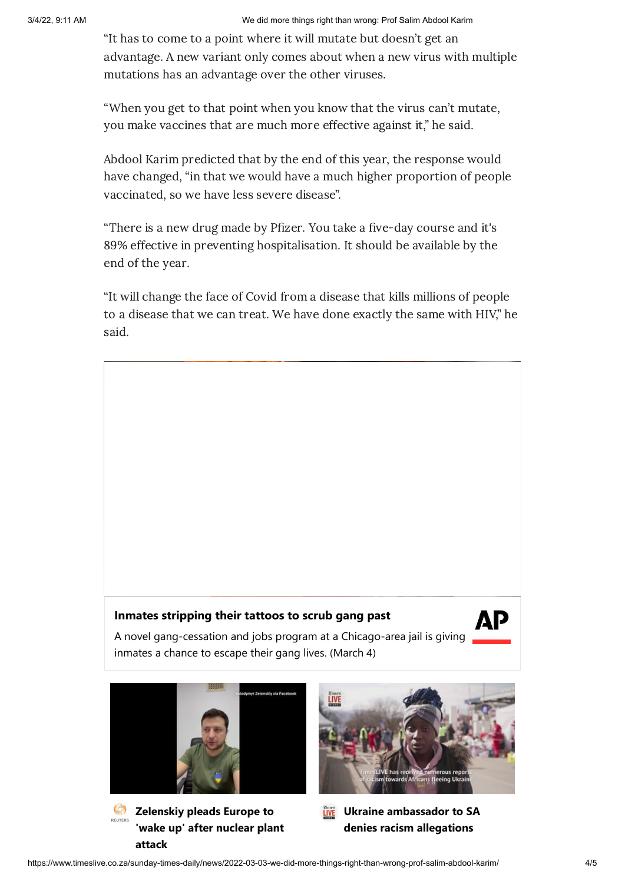"It has to come to a point where it will mutate but doesn't get an advantage. A new variant only comes about when a new virus with multiple mutations has an advantage over the other viruses.

"When you get to that point when you know that the virus can't mutate, you make vaccines that are much more effective against it," he said.

Abdool Karim predicted that by the end of this year, the response would have changed, "in that we would have a much higher proportion of people vaccinated, so we have less severe disease".

"There is a new drug made by Pfizer. You take a five-day course and it's 89% effective in preventing hospitalisation. It should be available by the end of the year.

"It will change the face of Covid from a disease that kills millions of people to a disease that we can treat. We have done exactly the same with HIV," he said.

**Inmates stripping their tattoos to scrub gang past**

A novel gang-cessation and jobs program at a Chicago-area jail is giving inmates a chance to escape their gang lives. (March 4)

**Zelenskiy pleads Europe to 'wake up' after nuclear plant attack**

**Ukraine ambassador to SA denies racism allegations**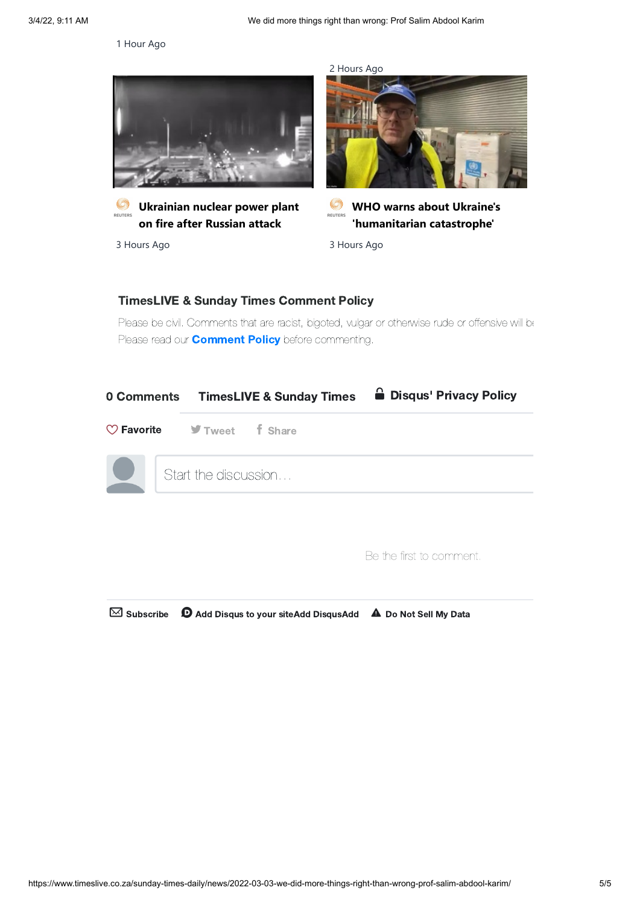1 Hour Ago

2 Hours Ago

**Ukrainian nuclear power plant on fire after Russian attack**

3 Hours Ago

**WHO warns about Ukraine's 'humanitarian catastrophe'**

3 Hours Ago

### TimesLIVE & Sunday Times Comment Policy

Please be civil. Comments that are racist, bigoted, vulgar or otherwise rude or offensive will be
Please read our **Comment Policy** before commenting.

**0 Comments** **TimesLIVE & Sunday Times** **Disqus' Privacy Policy**

**Favorite** Tweet Share

Start the discussion...

Be the first to comment.

**Subscribe** **Add Disqus to your siteAdd DisqusAdd** **Do Not Sell My Data**